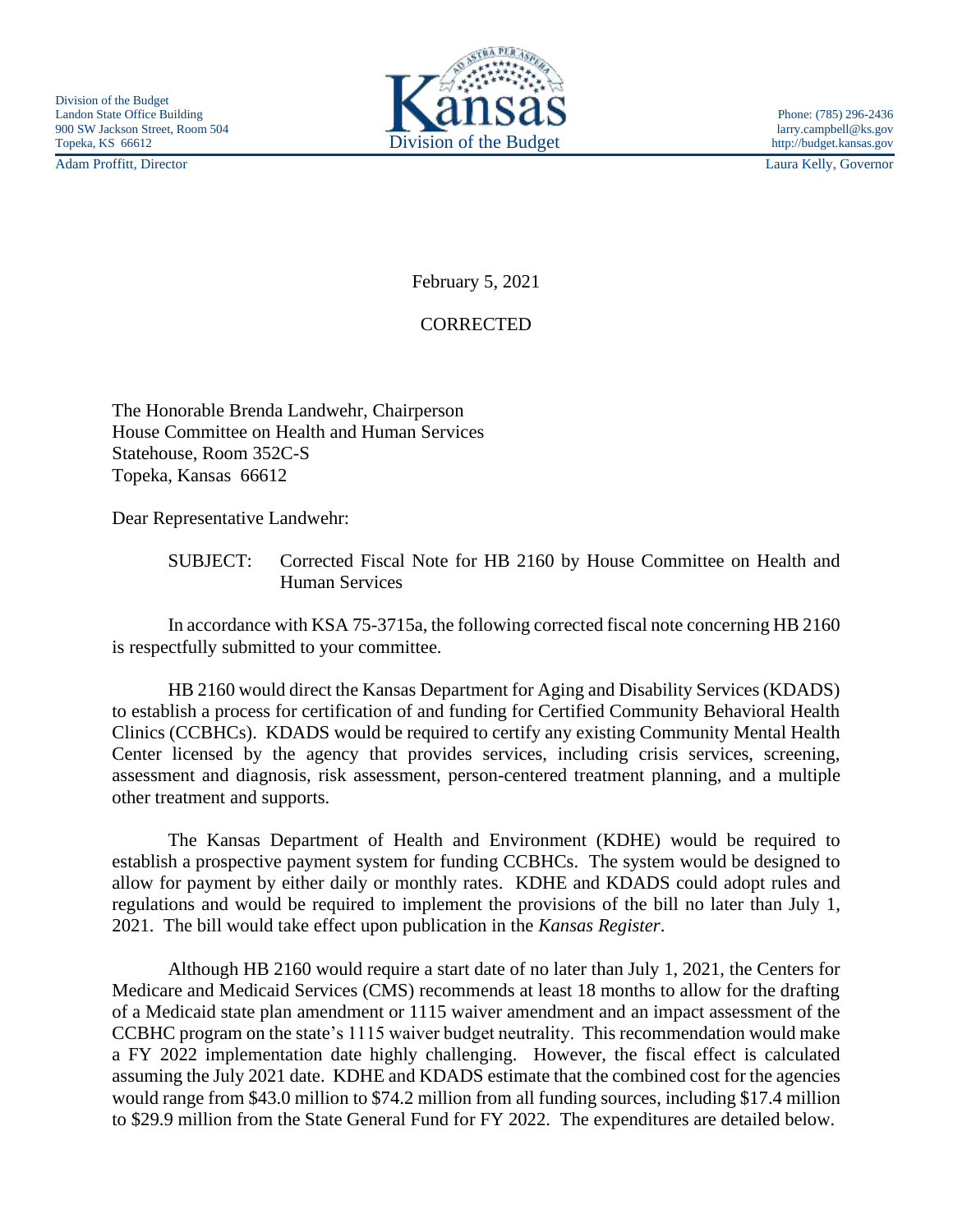Division of the Budget
Landon State Office Building
900 SW Jackson Street, Room 504
Topeka, KS 66612

Phone: (785) 296-2436
larry.campbell@ks.gov
http://budget.kansas.gov

Kansas
Division of the Budget

Adam Proffitt, Director

Laura Kelly, Governor

February 5, 2021

CORRECTED

The Honorable Brenda Landwehr, Chairperson
House Committee on Health and Human Services
Statehouse, Room 352C-S
Topeka, Kansas 66612

Dear Representative Landwehr:

SUBJECT: Corrected Fiscal Note for HB 2160 by House Committee on Health and Human Services

In accordance with KSA 75-3715a, the following corrected fiscal note concerning HB 2160 is respectfully submitted to your committee.

HB 2160 would direct the Kansas Department for Aging and Disability Services (KDADS) to establish a process for certification of and funding for Certified Community Behavioral Health Clinics (CCBHCs). KDADS would be required to certify any existing Community Mental Health Center licensed by the agency that provides services, including crisis services, screening, assessment and diagnosis, risk assessment, person-centered treatment planning, and a multiple other treatment and supports.

The Kansas Department of Health and Environment (KDHE) would be required to establish a prospective payment system for funding CCBHCs. The system would be designed to allow for payment by either daily or monthly rates. KDHE and KDADS could adopt rules and regulations and would be required to implement the provisions of the bill no later than July 1, 2021. The bill would take effect upon publication in the *Kansas Register*.

Although HB 2160 would require a start date of no later than July 1, 2021, the Centers for Medicare and Medicaid Services (CMS) recommends at least 18 months to allow for the drafting of a Medicaid state plan amendment or 1115 waiver amendment and an impact assessment of the CCBHC program on the state's 1115 waiver budget neutrality. This recommendation would make a FY 2022 implementation date highly challenging. However, the fiscal effect is calculated assuming the July 2021 date. KDHE and KDADS estimate that the combined cost for the agencies would range from $43.0 million to $74.2 million from all funding sources, including $17.4 million to $29.9 million from the State General Fund for FY 2022. The expenditures are detailed below.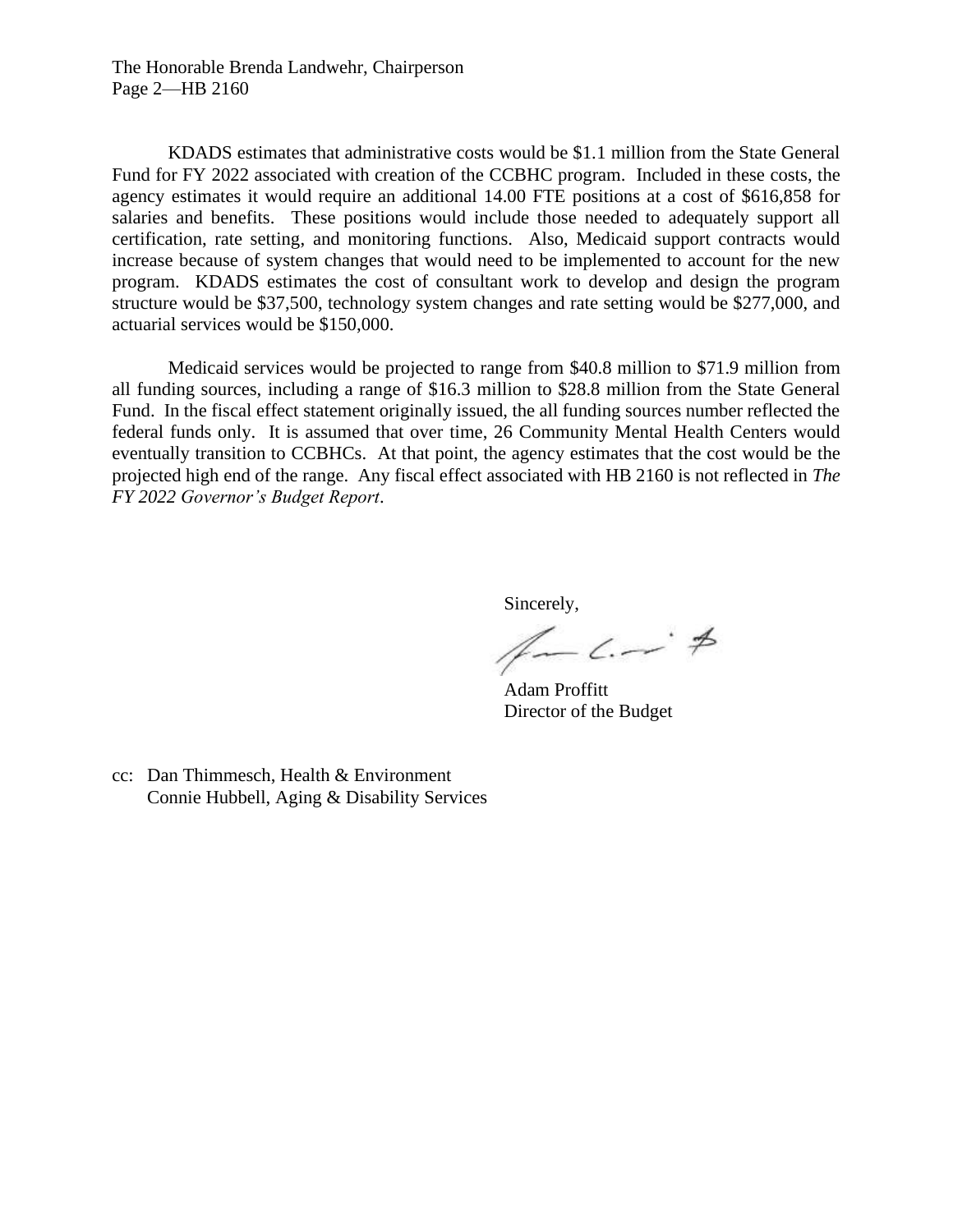KDADS estimates that administrative costs would be $1.1 million from the State General Fund for FY 2022 associated with creation of the CCBHC program. Included in these costs, the agency estimates it would require an additional 14.00 FTE positions at a cost of $616,858 for salaries and benefits. These positions would include those needed to adequately support all certification, rate setting, and monitoring functions. Also, Medicaid support contracts would increase because of system changes that would need to be implemented to account for the new program. KDADS estimates the cost of consultant work to develop and design the program structure would be $37,500, technology system changes and rate setting would be $277,000, and actuarial services would be $150,000.

Medicaid services would be projected to range from $40.8 million to $71.9 million from all funding sources, including a range of $16.3 million to $28.8 million from the State General Fund. In the fiscal effect statement originally issued, the all funding sources number reflected the federal funds only. It is assumed that over time, 26 Community Mental Health Centers would eventually transition to CCBHCs. At that point, the agency estimates that the cost would be the projected high end of the range. Any fiscal effect associated with HB 2160 is not reflected in *The FY 2022 Governor's Budget Report*.

Sincerely,

Adam Proffitt
Director of the Budget

cc: Dan Thimmesch, Health & Environment
Connie Hubbell, Aging & Disability Services